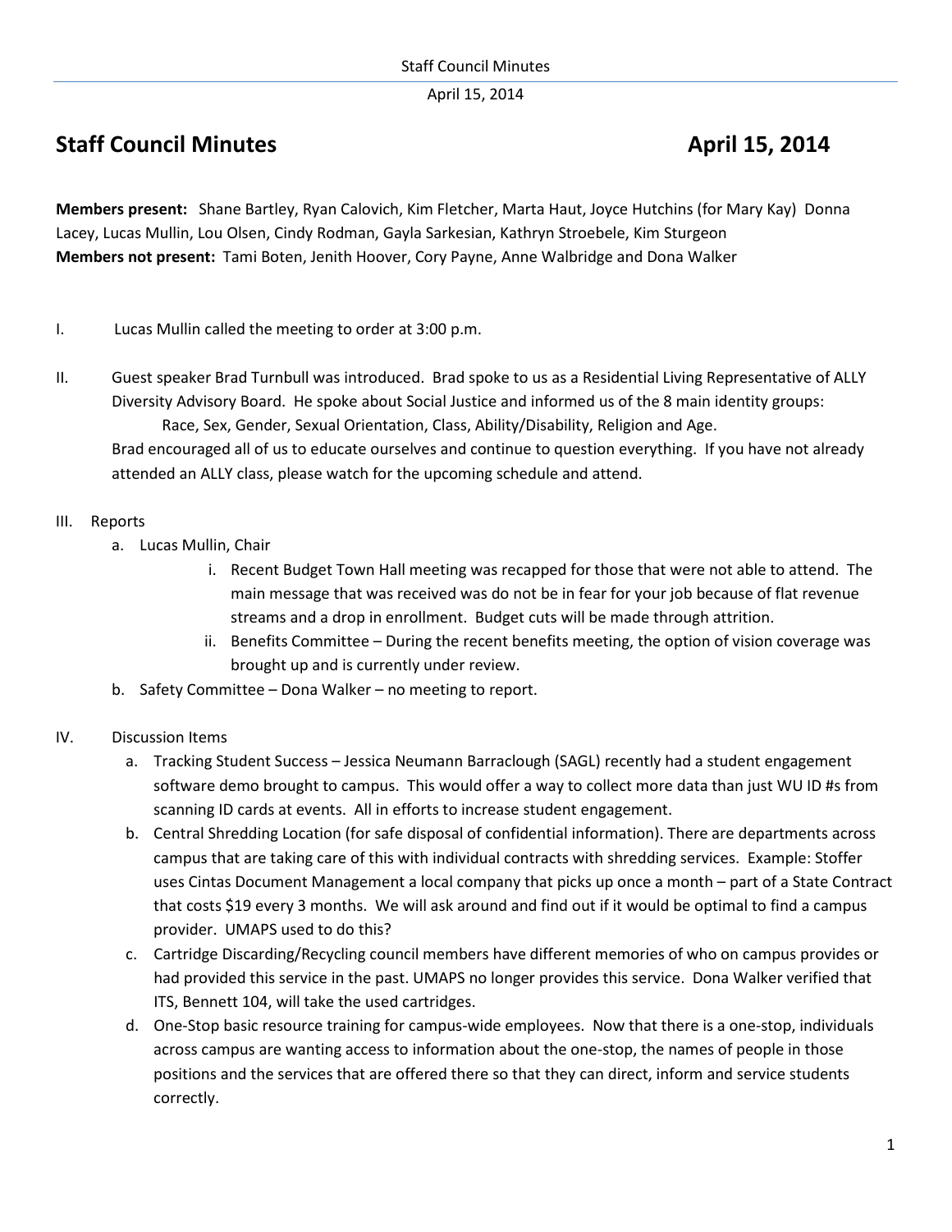# Staff Council Minutes April 15, 2014

**Members present:** Shane Bartley, Ryan Calovich, Kim Fletcher, Marta Haut, Joyce Hutchins (for Mary Kay) Donna Lacey, Lucas Mullin, Lou Olsen, Cindy Rodman, Gayla Sarkesian, Kathryn Stroebele, Kim Sturgeon
**Members not present:** Tami Boten, Jenith Hoover, Cory Payne, Anne Walbridge and Dona Walker

I. Lucas Mullin called the meeting to order at 3:00 p.m.

II. Guest speaker Brad Turnbull was introduced. Brad spoke to us as a Residential Living Representative of ALLY Diversity Advisory Board. He spoke about Social Justice and informed us of the 8 main identity groups:

Race, Sex, Gender, Sexual Orientation, Class, Ability/Disability, Religion and Age.

Brad encouraged all of us to educate ourselves and continue to question everything. If you have not already attended an ALLY class, please watch for the upcoming schedule and attend.

III. Reports

a. Lucas Mullin, Chair

i. Recent Budget Town Hall meeting was recapped for those that were not able to attend. The main message that was received was do not be in fear for your job because of flat revenue streams and a drop in enrollment. Budget cuts will be made through attrition.

ii. Benefits Committee – During the recent benefits meeting, the option of vision coverage was brought up and is currently under review.

b. Safety Committee – Dona Walker – no meeting to report.

IV. Discussion Items

a. Tracking Student Success – Jessica Neumann Barraclough (SAGL) recently had a student engagement software demo brought to campus. This would offer a way to collect more data than just WU ID #s from scanning ID cards at events. All in efforts to increase student engagement.

b. Central Shredding Location (for safe disposal of confidential information). There are departments across campus that are taking care of this with individual contracts with shredding services. Example: Stoffer uses Cintas Document Management a local company that picks up once a month – part of a State Contract that costs $19 every 3 months. We will ask around and find out if it would be optimal to find a campus provider. UMAPS used to do this?

c. Cartridge Discarding/Recycling council members have different memories of who on campus provides or had provided this service in the past. UMAPS no longer provides this service. Dona Walker verified that ITS, Bennett 104, will take the used cartridges.

d. One-Stop basic resource training for campus-wide employees. Now that there is a one-stop, individuals across campus are wanting access to information about the one-stop, the names of people in those positions and the services that are offered there so that they can direct, inform and service students correctly.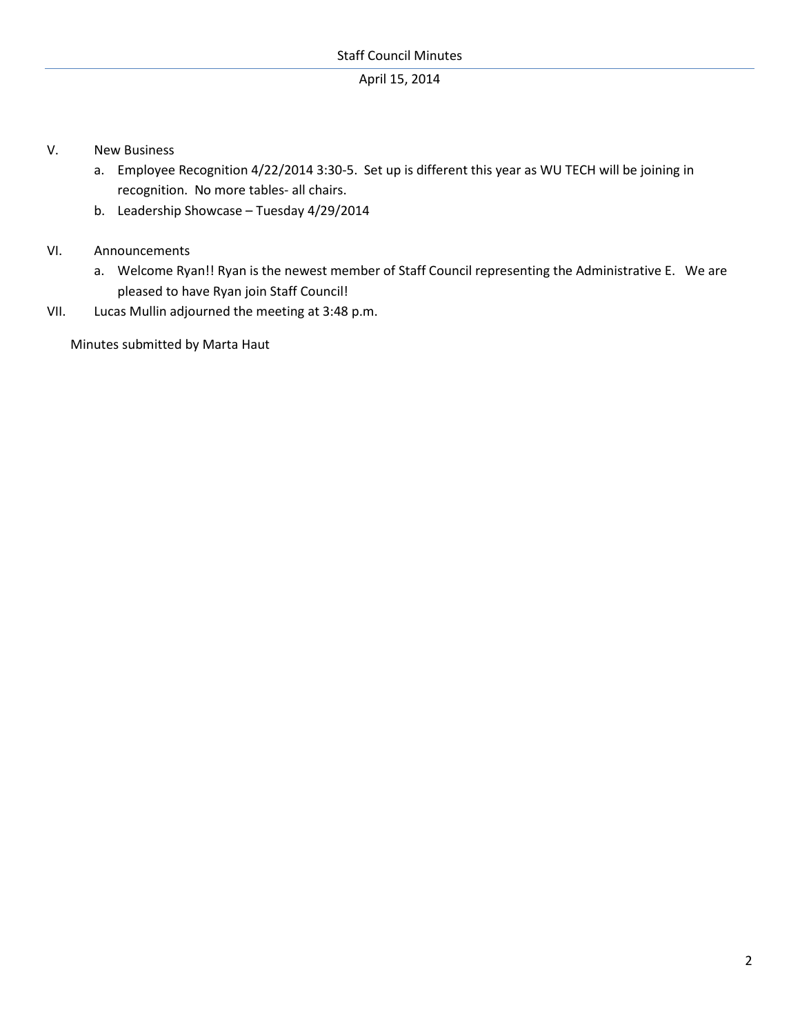V. New Business

a. Employee Recognition 4/22/2014 3:30-5. Set up is different this year as WU TECH will be joining in recognition. No more tables- all chairs.
b. Leadership Showcase – Tuesday 4/29/2014

VI. Announcements

a. Welcome Ryan!! Ryan is the newest member of Staff Council representing the Administrative E. We are pleased to have Ryan join Staff Council!

VII. Lucas Mullin adjourned the meeting at 3:48 p.m.

Minutes submitted by Marta Haut